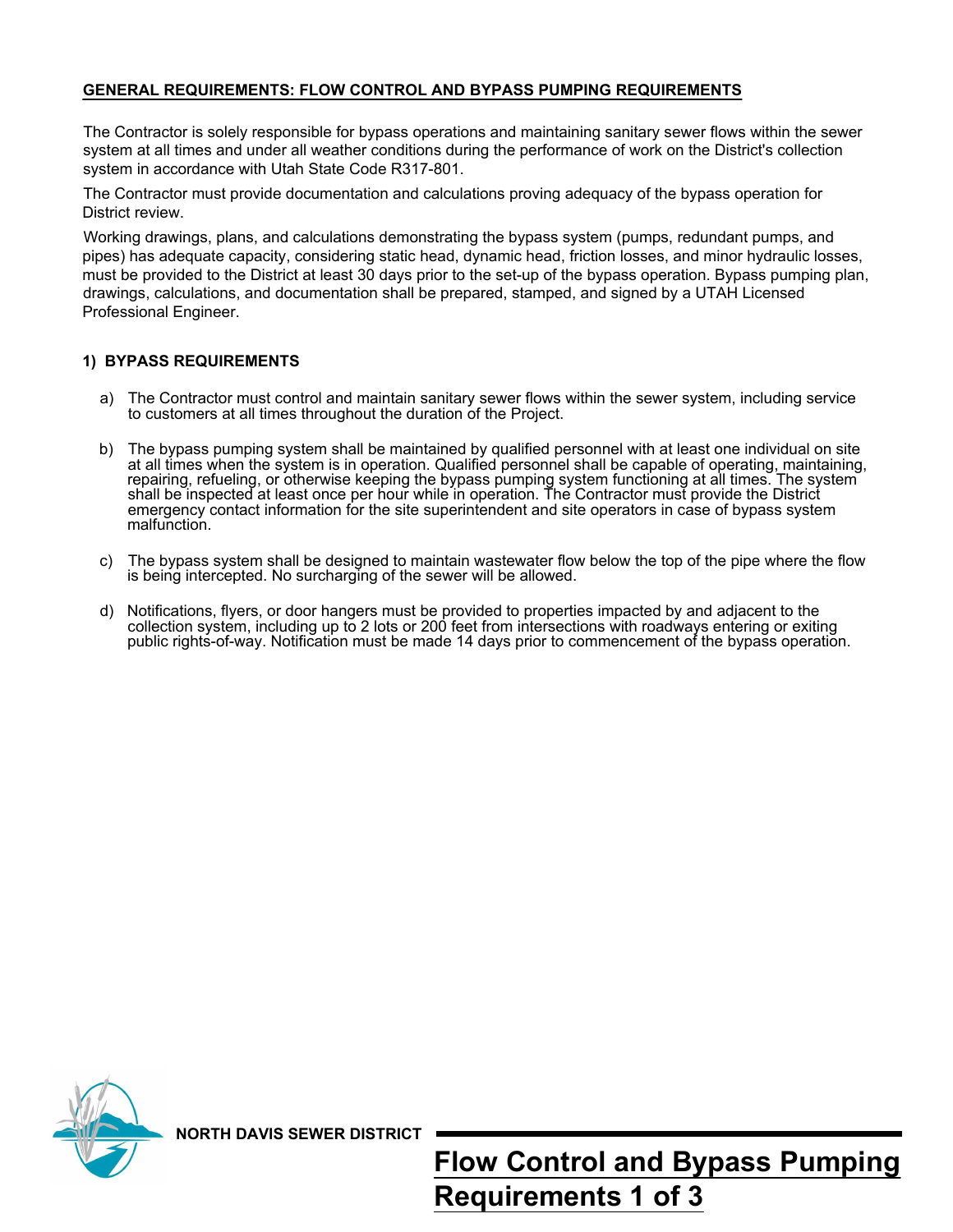## GENERAL REQUIREMENTS: FLOW CONTROL AND BYPASS PUMPING REQUIREMENTS

The Contractor is solely responsible for bypass operations and maintaining sanitary sewer flows within the sewer system at all times and under all weather conditions during the performance of work on the District's collection system in accordance with Utah State Code R317-801.

The Contractor must provide documentation and calculations proving adequacy of the bypass operation for District review.

Working drawings, plans, and calculations demonstrating the bypass system (pumps, redundant pumps, and pipes) has adequate capacity, considering static head, dynamic head, friction losses, and minor hydraulic losses, must be provided to the District at least 30 days prior to the set-up of the bypass operation. Bypass pumping plan, drawings, calculations, and documentation shall be prepared, stamped, and signed by a UTAH Licensed Professional Engineer.

### 1) BYPASS REQUIREMENTS

a) The Contractor must control and maintain sanitary sewer flows within the sewer system, including service to customers at all times throughout the duration of the Project.

b) The bypass pumping system shall be maintained by qualified personnel with at least one individual on site at all times when the system is in operation. Qualified personnel shall be capable of operating, maintaining, repairing, refueling, or otherwise keeping the bypass pumping system functioning at all times. The system shall be inspected at least once per hour while in operation. The Contractor must provide the District emergency contact information for the site superintendent and site operators in case of bypass system malfunction.

c) The bypass system shall be designed to maintain wastewater flow below the top of the pipe where the flow is being intercepted. No surcharging of the sewer will be allowed.

d) Notifications, flyers, or door hangers must be provided to properties impacted by and adjacent to the collection system, including up to 2 lots or 200 feet from intersections with roadways entering or exiting public rights-of-way. Notification must be made 14 days prior to commencement of the bypass operation.

NORTH DAVIS SEWER DISTRICT

**Flow Control and Bypass Pumping Requirements**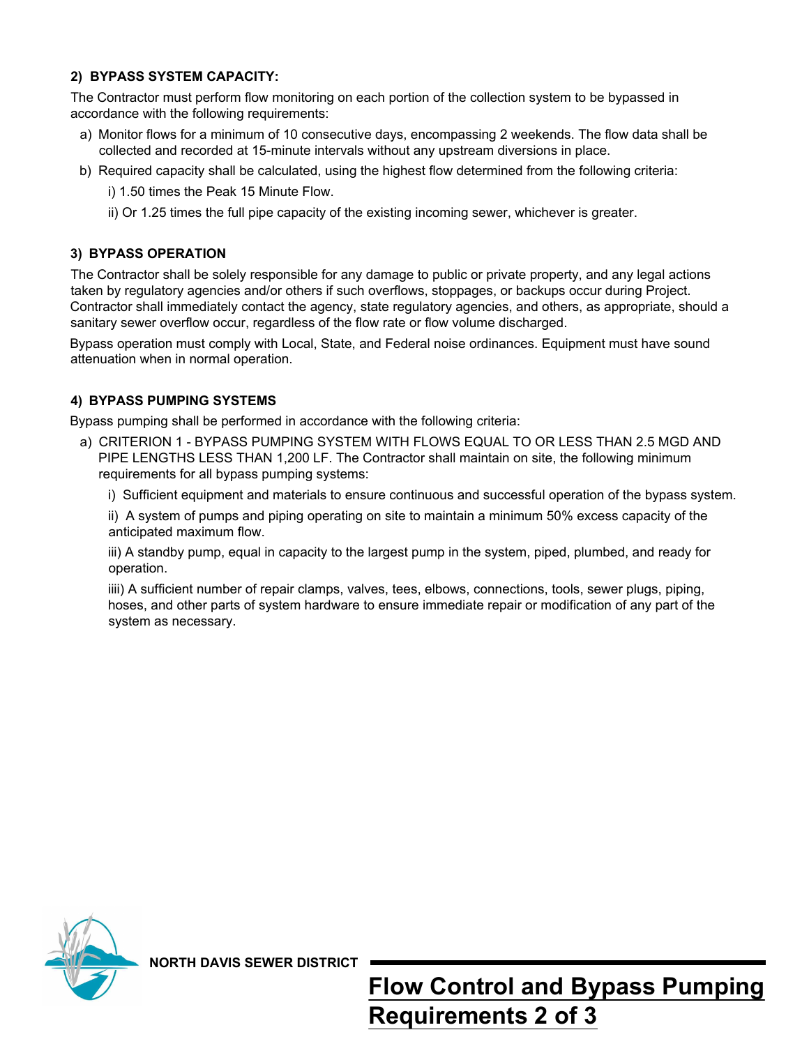**2) BYPASS SYSTEM CAPACITY:**

The Contractor must perform flow monitoring on each portion of the collection system to be bypassed in accordance with the following requirements:

a) Monitor flows for a minimum of 10 consecutive days, encompassing 2 weekends. The flow data shall be collected and recorded at 15-minute intervals without any upstream diversions in place.

b) Required capacity shall be calculated, using the highest flow determined from the following criteria:

   i) 1.50 times the Peak 15 Minute Flow.

   ii) Or 1.25 times the full pipe capacity of the existing incoming sewer, whichever is greater.

**3) BYPASS OPERATION**

The Contractor shall be solely responsible for any damage to public or private property, and any legal actions taken by regulatory agencies and/or others if such overflows, stoppages, or backups occur during Project. Contractor shall immediately contact the agency, state regulatory agencies, and others, as appropriate, should a sanitary sewer overflow occur, regardless of the flow rate or flow volume discharged.

Bypass operation must comply with Local, State, and Federal noise ordinances. Equipment must have sound attenuation when in normal operation.

**4) BYPASS PUMPING SYSTEMS**

Bypass pumping shall be performed in accordance with the following criteria:

a) CRITERION 1 - BYPASS PUMPING SYSTEM WITH FLOWS EQUAL TO OR LESS THAN 2.5 MGD AND PIPE LENGTHS LESS THAN 1,200 LF. The Contractor shall maintain on site, the following minimum requirements for all bypass pumping systems:

   i) Sufficient equipment and materials to ensure continuous and successful operation of the bypass system.

   ii) A system of pumps and piping operating on site to maintain a minimum 50% excess capacity of the anticipated maximum flow.

   iii) A standby pump, equal in capacity to the largest pump in the system, piped, plumbed, and ready for operation.

   iiii) A sufficient number of repair clamps, valves, tees, elbows, connections, tools, sewer plugs, piping, hoses, and other parts of system hardware to ensure immediate repair or modification of any part of the system as necessary.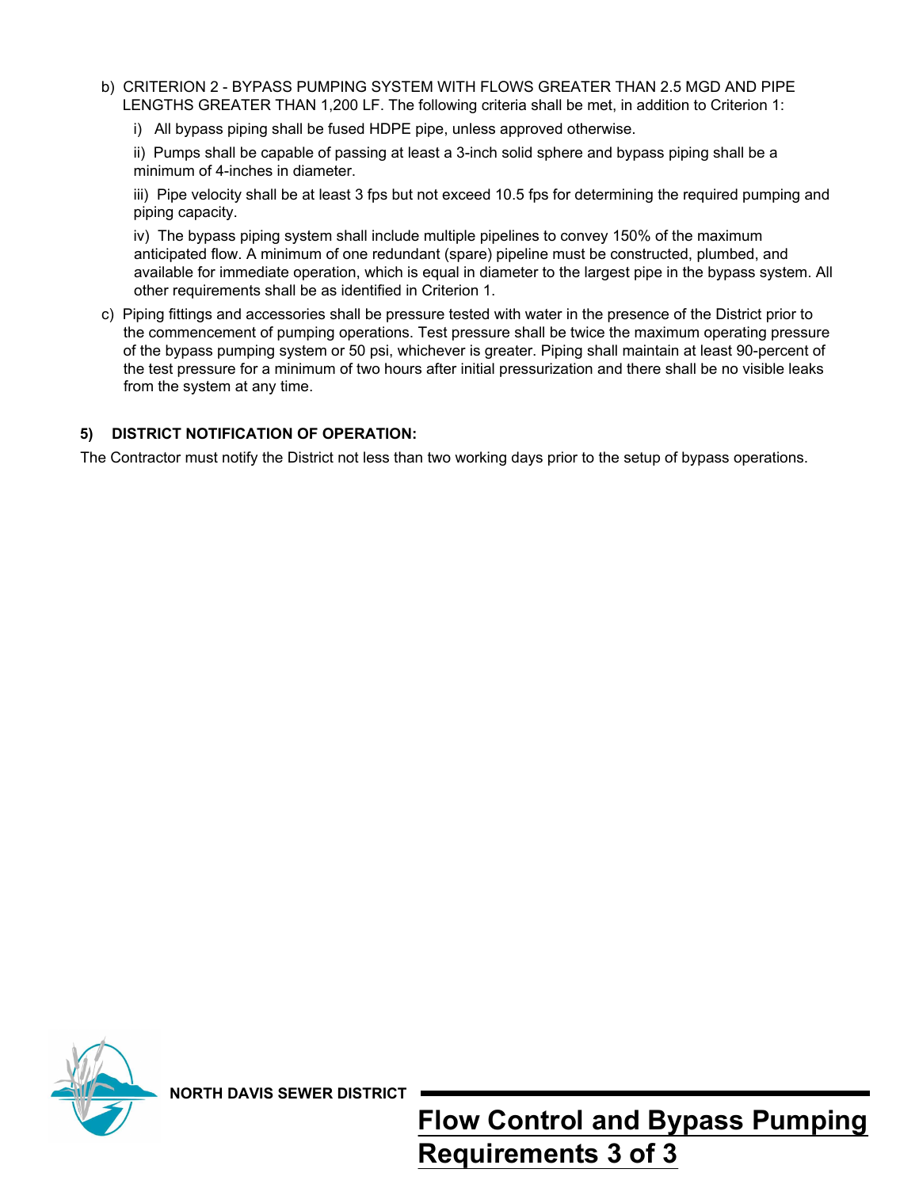b) CRITERION 2 - BYPASS PUMPING SYSTEM WITH FLOWS GREATER THAN 2.5 MGD AND PIPE LENGTHS GREATER THAN 1,200 LF. The following criteria shall be met, in addition to Criterion 1:

   i) All bypass piping shall be fused HDPE pipe, unless approved otherwise.

   ii) Pumps shall be capable of passing at least a 3-inch solid sphere and bypass piping shall be a minimum of 4-inches in diameter.

   iii) Pipe velocity shall be at least 3 fps but not exceed 10.5 fps for determining the required pumping and piping capacity.

   iv) The bypass piping system shall include multiple pipelines to convey 150% of the maximum anticipated flow. A minimum of one redundant (spare) pipeline must be constructed, plumbed, and available for immediate operation, which is equal in diameter to the largest pipe in the bypass system. All other requirements shall be as identified in Criterion 1.

c) Piping fittings and accessories shall be pressure tested with water in the presence of the District prior to the commencement of pumping operations. Test pressure shall be twice the maximum operating pressure of the bypass pumping system or 50 psi, whichever is greater. Piping shall maintain at least 90-percent of the test pressure for a minimum of two hours after initial pressurization and there shall be no visible leaks from the system at any time.

**5) DISTRICT NOTIFICATION OF OPERATION:**

The Contractor must notify the District not less than two working days prior to the setup of bypass operations.